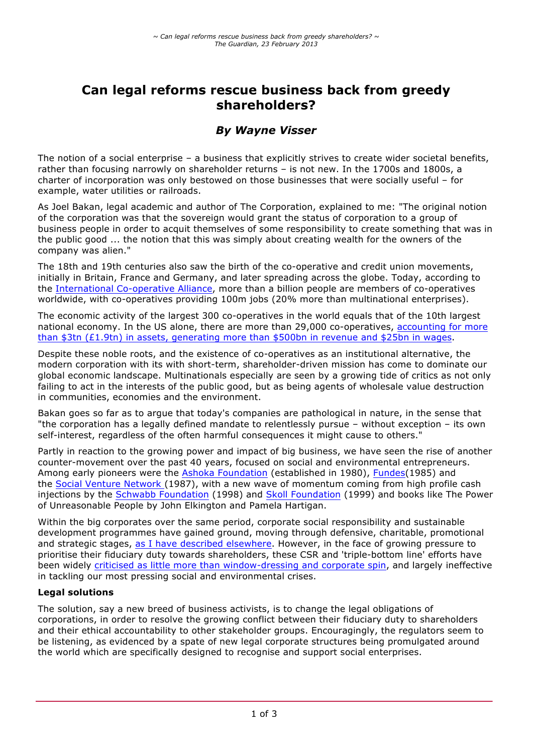# Can legal reforms rescue business back from greedy shareholders?

## *By Wayne Visser*

The notion of a social enterprise – a business that explicitly strives to create wider societal benefits, rather than focusing narrowly on shareholder returns – is not new. In the 1700s and 1800s, a charter of incorporation was only bestowed on those businesses that were socially useful – for example, water utilities or railroads.

As Joel Bakan, legal academic and author of The Corporation, explained to me: "The original notion of the corporation was that the sovereign would grant the status of corporation to a group of business people in order to acquit themselves of some responsibility to create something that was in the public good ... the notion that this was simply about creating wealth for the owners of the company was alien."

The 18th and 19th centuries also saw the birth of the co-operative and credit union movements, initially in Britain, France and Germany, and later spreading across the globe. Today, according to the International Co-operative Alliance, more than a billion people are members of co-operatives worldwide, with co-operatives providing 100m jobs (20% more than multinational enterprises).

The economic activity of the largest 300 co-operatives in the world equals that of the 10th largest national economy. In the US alone, there are more than 29,000 co-operatives, accounting for more than $3tn (£1.9tn) in assets, generating more than $500bn in revenue and $25bn in wages.

Despite these noble roots, and the existence of co-operatives as an institutional alternative, the modern corporation with its with short-term, shareholder-driven mission has come to dominate our global economic landscape. Multinationals especially are seen by a growing tide of critics as not only failing to act in the interests of the public good, but as being agents of wholesale value destruction in communities, economies and the environment.

Bakan goes so far as to argue that today's companies are pathological in nature, in the sense that "the corporation has a legally defined mandate to relentlessly pursue – without exception – its own self-interest, regardless of the often harmful consequences it might cause to others."

Partly in reaction to the growing power and impact of big business, we have seen the rise of another counter-movement over the past 40 years, focused on social and environmental entrepreneurs. Among early pioneers were the Ashoka Foundation (established in 1980), Fundes(1985) and the Social Venture Network (1987), with a new wave of momentum coming from high profile cash injections by the Schwabb Foundation (1998) and Skoll Foundation (1999) and books like The Power of Unreasonable People by John Elkington and Pamela Hartigan.

Within the big corporates over the same period, corporate social responsibility and sustainable development programmes have gained ground, moving through defensive, charitable, promotional and strategic stages, as I have described elsewhere. However, in the face of growing pressure to prioritise their fiduciary duty towards shareholders, these CSR and 'triple-bottom line' efforts have been widely criticised as little more than window-dressing and corporate spin, and largely ineffective in tackling our most pressing social and environmental crises.

**Legal solutions**

The solution, say a new breed of business activists, is to change the legal obligations of corporations, in order to resolve the growing conflict between their fiduciary duty to shareholders and their ethical accountability to other stakeholder groups. Encouragingly, the regulators seem to be listening, as evidenced by a spate of new legal corporate structures being promulgated around the world which are specifically designed to recognise and support social enterprises.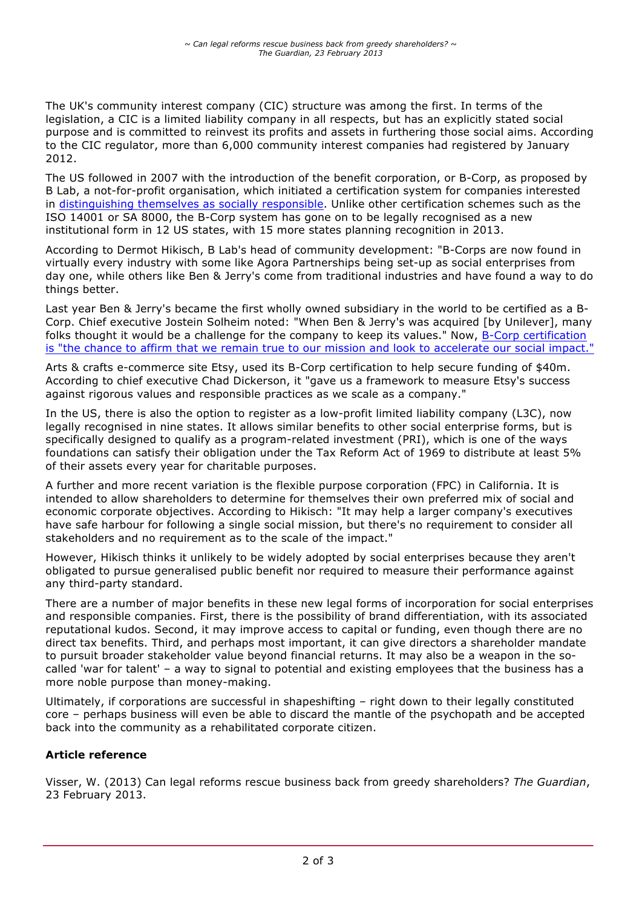The UK's community interest company (CIC) structure was among the first. In terms of the legislation, a CIC is a limited liability company in all respects, but has an explicitly stated social purpose and is committed to reinvest its profits and assets in furthering those social aims. According to the CIC regulator, more than 6,000 community interest companies had registered by January 2012.

The US followed in 2007 with the introduction of the benefit corporation, or B-Corp, as proposed by B Lab, a not-for-profit organisation, which initiated a certification system for companies interested in distinguishing themselves as socially responsible. Unlike other certification schemes such as the ISO 14001 or SA 8000, the B-Corp system has gone on to be legally recognised as a new institutional form in 12 US states, with 15 more states planning recognition in 2013.

According to Dermot Hikisch, B Lab's head of community development: "B-Corps are now found in virtually every industry with some like Agora Partnerships being set-up as social enterprises from day one, while others like Ben & Jerry's come from traditional industries and have found a way to do things better.

Last year Ben & Jerry's became the first wholly owned subsidiary in the world to be certified as a B-Corp. Chief executive Jostein Solheim noted: "When Ben & Jerry's was acquired [by Unilever], many folks thought it would be a challenge for the company to keep its values." Now, B-Corp certification is "the chance to affirm that we remain true to our mission and look to accelerate our social impact."

Arts & crafts e-commerce site Etsy, used its B-Corp certification to help secure funding of $40m. According to chief executive Chad Dickerson, it "gave us a framework to measure Etsy's success against rigorous values and responsible practices as we scale as a company."

In the US, there is also the option to register as a low-profit limited liability company (L3C), now legally recognised in nine states. It allows similar benefits to other social enterprise forms, but is specifically designed to qualify as a program-related investment (PRI), which is one of the ways foundations can satisfy their obligation under the Tax Reform Act of 1969 to distribute at least 5% of their assets every year for charitable purposes.

A further and more recent variation is the flexible purpose corporation (FPC) in California. It is intended to allow shareholders to determine for themselves their own preferred mix of social and economic corporate objectives. According to Hikisch: "It may help a larger company's executives have safe harbour for following a single social mission, but there's no requirement to consider all stakeholders and no requirement as to the scale of the impact."

However, Hikisch thinks it unlikely to be widely adopted by social enterprises because they aren't obligated to pursue generalised public benefit nor required to measure their performance against any third-party standard.

There are a number of major benefits in these new legal forms of incorporation for social enterprises and responsible companies. First, there is the possibility of brand differentiation, with its associated reputational kudos. Second, it may improve access to capital or funding, even though there are no direct tax benefits. Third, and perhaps most important, it can give directors a shareholder mandate to pursuit broader stakeholder value beyond financial returns. It may also be a weapon in the so-called 'war for talent' – a way to signal to potential and existing employees that the business has a more noble purpose than money-making.

Ultimately, if corporations are successful in shapeshifting – right down to their legally constituted core – perhaps business will even be able to discard the mantle of the psychopath and be accepted back into the community as a rehabilitated corporate citizen.

**Article reference**

Visser, W. (2013) Can legal reforms rescue business back from greedy shareholders? *The Guardian*, 23 February 2013.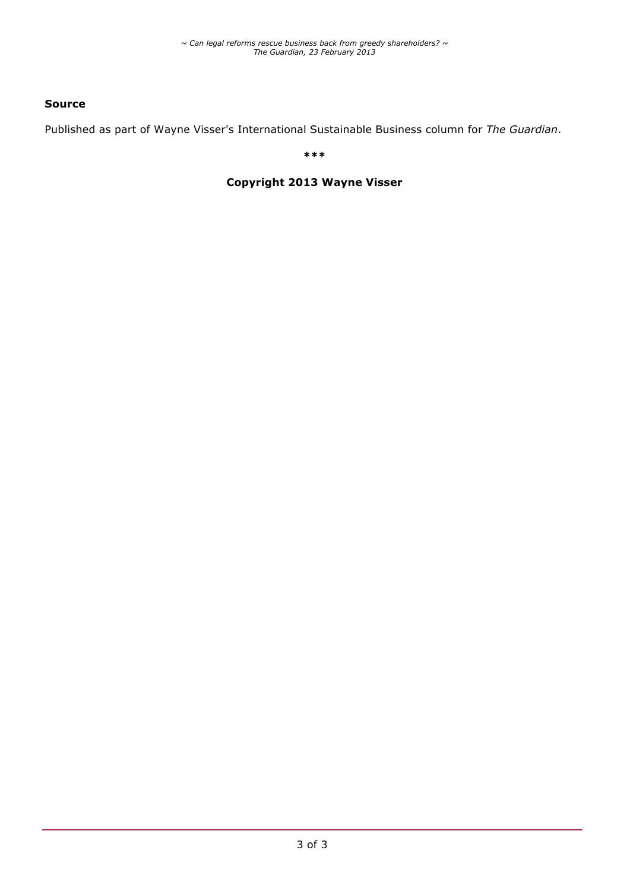**Source**

Published as part of Wayne Visser's International Sustainable Business column for *The Guardian*.

***

**Copyright 2013 Wayne Visser**